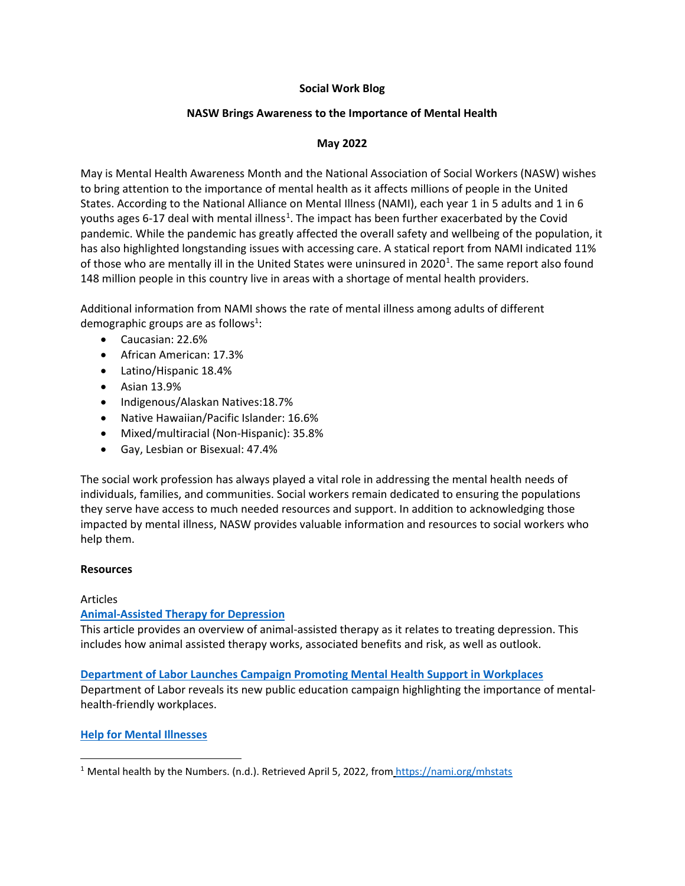**Social Work Blog**

**NASW Brings Awareness to the Importance of Mental Health**

**May 2022**

May is Mental Health Awareness Month and the National Association of Social Workers (NASW) wishes to bring attention to the importance of mental health as it affects millions of people in the United States. According to the National Alliance on Mental Illness (NAMI), each year 1 in 5 adults and 1 in 6 youths ages 6-17 deal with mental illness[1]. The impact has been further exacerbated by the Covid pandemic. While the pandemic has greatly affected the overall safety and wellbeing of the population, it has also highlighted longstanding issues with accessing care. A statical report from NAMI indicated 11% of those who are mentally ill in the United States were uninsured in 2020[1]. The same report also found 148 million people in this country live in areas with a shortage of mental health providers.

Additional information from NAMI shows the rate of mental illness among adults of different demographic groups are as follows[1]:

- Caucasian: 22.6%
- African American: 17.3%
- Latino/Hispanic 18.4%
- Asian 13.9%
- Indigenous/Alaskan Natives:18.7%
- Native Hawaiian/Pacific Islander: 16.6%
- Mixed/multiracial (Non-Hispanic): 35.8%
- Gay, Lesbian or Bisexual: 47.4%

The social work profession has always played a vital role in addressing the mental health needs of individuals, families, and communities. Social workers remain dedicated to ensuring the populations they serve have access to much needed resources and support. In addition to acknowledging those impacted by mental illness, NASW provides valuable information and resources to social workers who help them.

**Resources**

Articles

**Animal-Assisted Therapy for Depression**
This article provides an overview of animal-assisted therapy as it relates to treating depression. This includes how animal assisted therapy works, associated benefits and risk, as well as outlook.

**Department of Labor Launches Campaign Promoting Mental Health Support in Workplaces**
Department of Labor reveals its new public education campaign highlighting the importance of mental-health-friendly workplaces.

**Help for Mental Illnesses**

[1] Mental health by the Numbers. (n.d.). Retrieved April 5, 2022, from https://nami.org/mhstats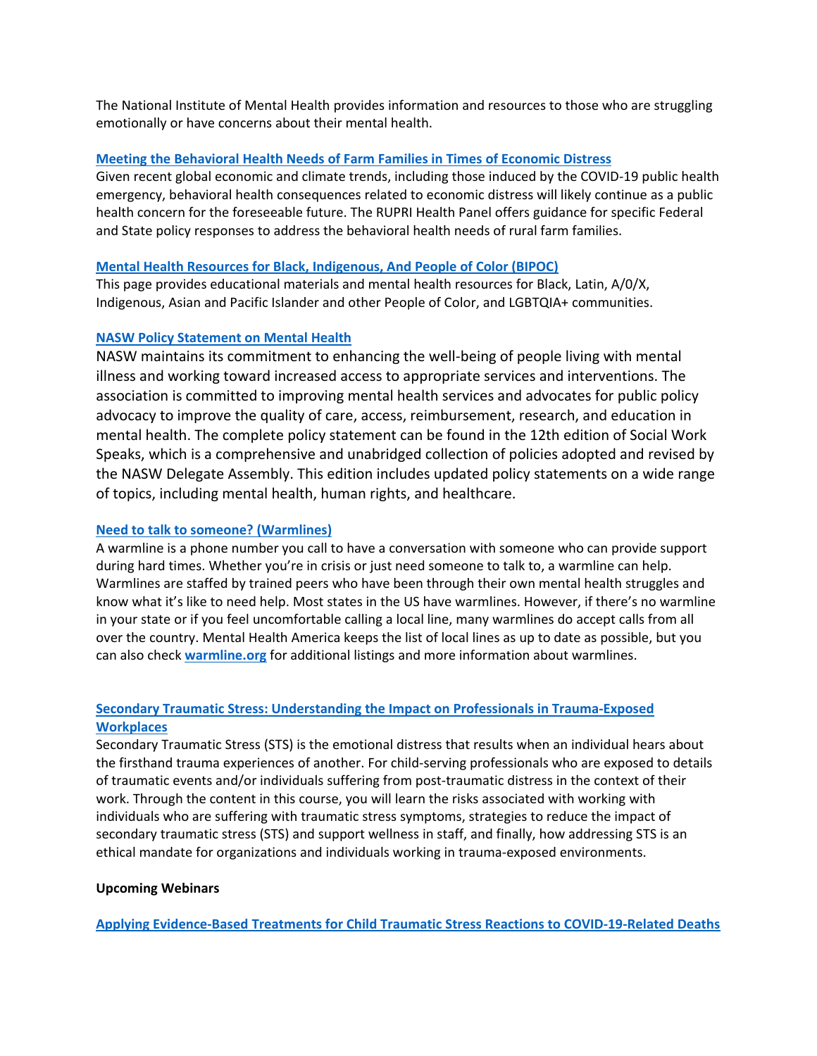The National Institute of Mental Health provides information and resources to those who are struggling emotionally or have concerns about their mental health.

**Meeting the Behavioral Health Needs of Farm Families in Times of Economic Distress**

Given recent global economic and climate trends, including those induced by the COVID-19 public health emergency, behavioral health consequences related to economic distress will likely continue as a public health concern for the foreseeable future. The RUPRI Health Panel offers guidance for specific Federal and State policy responses to address the behavioral health needs of rural farm families.

**Mental Health Resources for Black, Indigenous, And People of Color (BIPOC)**

This page provides educational materials and mental health resources for Black, Latin, A/0/X, Indigenous, Asian and Pacific Islander and other People of Color, and LGBTQIA+ communities.

**NASW Policy Statement on Mental Health**

NASW maintains its commitment to enhancing the well-being of people living with mental illness and working toward increased access to appropriate services and interventions. The association is committed to improving mental health services and advocates for public policy advocacy to improve the quality of care, access, reimbursement, research, and education in mental health. The complete policy statement can be found in the 12th edition of Social Work Speaks, which is a comprehensive and unabridged collection of policies adopted and revised by the NASW Delegate Assembly. This edition includes updated policy statements on a wide range of topics, including mental health, human rights, and healthcare.

**Need to talk to someone? (Warmlines)**

A warmline is a phone number you call to have a conversation with someone who can provide support during hard times. Whether you're in crisis or just need someone to talk to, a warmline can help. Warmlines are staffed by trained peers who have been through their own mental health struggles and know what it's like to need help. Most states in the US have warmlines. However, if there's no warmline in your state or if you feel uncomfortable calling a local line, many warmlines do accept calls from all over the country. Mental Health America keeps the list of local lines as up to date as possible, but you can also check **warmline.org** for additional listings and more information about warmlines.

**Secondary Traumatic Stress: Understanding the Impact on Professionals in Trauma-Exposed Workplaces**

Secondary Traumatic Stress (STS) is the emotional distress that results when an individual hears about the firsthand trauma experiences of another. For child-serving professionals who are exposed to details of traumatic events and/or individuals suffering from post-traumatic distress in the context of their work. Through the content in this course, you will learn the risks associated with working with individuals who are suffering with traumatic stress symptoms, strategies to reduce the impact of secondary traumatic stress (STS) and support wellness in staff, and finally, how addressing STS is an ethical mandate for organizations and individuals working in trauma-exposed environments.

**Upcoming Webinars**

**Applying Evidence-Based Treatments for Child Traumatic Stress Reactions to COVID-19-Related Deaths**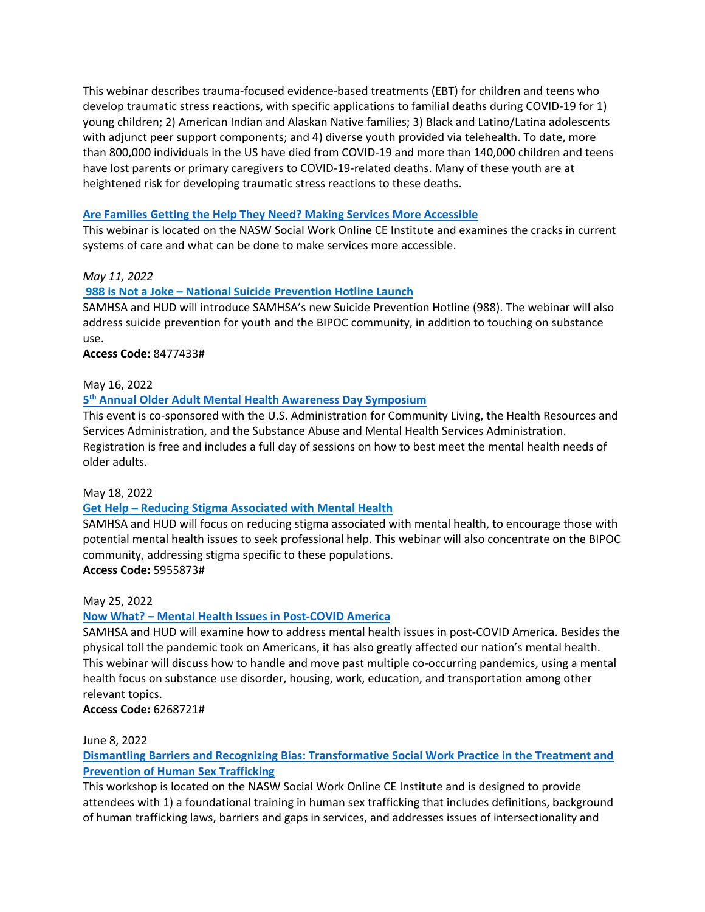This webinar describes trauma-focused evidence-based treatments (EBT) for children and teens who develop traumatic stress reactions, with specific applications to familial deaths during COVID-19 for 1) young children; 2) American Indian and Alaskan Native families; 3) Black and Latino/Latina adolescents with adjunct peer support components; and 4) diverse youth provided via telehealth. To date, more than 800,000 individuals in the US have died from COVID-19 and more than 140,000 children and teens have lost parents or primary caregivers to COVID-19-related deaths. Many of these youth are at heightened risk for developing traumatic stress reactions to these deaths.

**Are Families Getting the Help They Need? Making Services More Accessible**

This webinar is located on the NASW Social Work Online CE Institute and examines the cracks in current systems of care and what can be done to make services more accessible.

*May 11, 2022*

**988 is Not a Joke – National Suicide Prevention Hotline Launch**

SAMHSA and HUD will introduce SAMHSA's new Suicide Prevention Hotline (988). The webinar will also address suicide prevention for youth and the BIPOC community, in addition to touching on substance use.

**Access Code:** 8477433#

May 16, 2022

**5th Annual Older Adult Mental Health Awareness Day Symposium**

This event is co-sponsored with the U.S. Administration for Community Living, the Health Resources and Services Administration, and the Substance Abuse and Mental Health Services Administration. Registration is free and includes a full day of sessions on how to best meet the mental health needs of older adults.

May 18, 2022

**Get Help – Reducing Stigma Associated with Mental Health**

SAMHSA and HUD will focus on reducing stigma associated with mental health, to encourage those with potential mental health issues to seek professional help. This webinar will also concentrate on the BIPOC community, addressing stigma specific to these populations.

**Access Code:** 5955873#

May 25, 2022

**Now What? – Mental Health Issues in Post-COVID America**

SAMHSA and HUD will examine how to address mental health issues in post-COVID America. Besides the physical toll the pandemic took on Americans, it has also greatly affected our nation's mental health. This webinar will discuss how to handle and move past multiple co-occurring pandemics, using a mental health focus on substance use disorder, housing, work, education, and transportation among other relevant topics.

**Access Code:** 6268721#

June 8, 2022

**Dismantling Barriers and Recognizing Bias: Transformative Social Work Practice in the Treatment and Prevention of Human Sex Trafficking**

This workshop is located on the NASW Social Work Online CE Institute and is designed to provide attendees with 1) a foundational training in human sex trafficking that includes definitions, background of human trafficking laws, barriers and gaps in services, and addresses issues of intersectionality and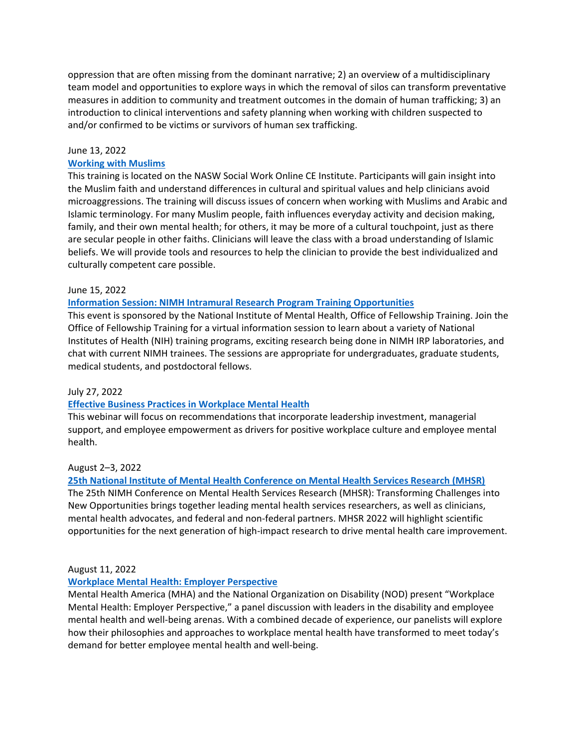oppression that are often missing from the dominant narrative; 2) an overview of a multidisciplinary team model and opportunities to explore ways in which the removal of silos can transform preventative measures in addition to community and treatment outcomes in the domain of human trafficking; 3) an introduction to clinical interventions and safety planning when working with children suspected to and/or confirmed to be victims or survivors of human sex trafficking.

June 13, 2022

**Working with Muslims**

This training is located on the NASW Social Work Online CE Institute. Participants will gain insight into the Muslim faith and understand differences in cultural and spiritual values and help clinicians avoid microaggressions. The training will discuss issues of concern when working with Muslims and Arabic and Islamic terminology. For many Muslim people, faith influences everyday activity and decision making, family, and their own mental health; for others, it may be more of a cultural touchpoint, just as there are secular people in other faiths. Clinicians will leave the class with a broad understanding of Islamic beliefs. We will provide tools and resources to help the clinician to provide the best individualized and culturally competent care possible.

June 15, 2022

**Information Session: NIMH Intramural Research Program Training Opportunities**

This event is sponsored by the National Institute of Mental Health, Office of Fellowship Training. Join the Office of Fellowship Training for a virtual information session to learn about a variety of National Institutes of Health (NIH) training programs, exciting research being done in NIMH IRP laboratories, and chat with current NIMH trainees. The sessions are appropriate for undergraduates, graduate students, medical students, and postdoctoral fellows.

July 27, 2022

**Effective Business Practices in Workplace Mental Health**

This webinar will focus on recommendations that incorporate leadership investment, managerial support, and employee empowerment as drivers for positive workplace culture and employee mental health.

August 2–3, 2022

**25th National Institute of Mental Health Conference on Mental Health Services Research (MHSR)**

The 25th NIMH Conference on Mental Health Services Research (MHSR): Transforming Challenges into New Opportunities brings together leading mental health services researchers, as well as clinicians, mental health advocates, and federal and non-federal partners. MHSR 2022 will highlight scientific opportunities for the next generation of high-impact research to drive mental health care improvement.

August 11, 2022

**Workplace Mental Health: Employer Perspective**

Mental Health America (MHA) and the National Organization on Disability (NOD) present "Workplace Mental Health: Employer Perspective," a panel discussion with leaders in the disability and employee mental health and well-being arenas. With a combined decade of experience, our panelists will explore how their philosophies and approaches to workplace mental health have transformed to meet today's demand for better employee mental health and well-being.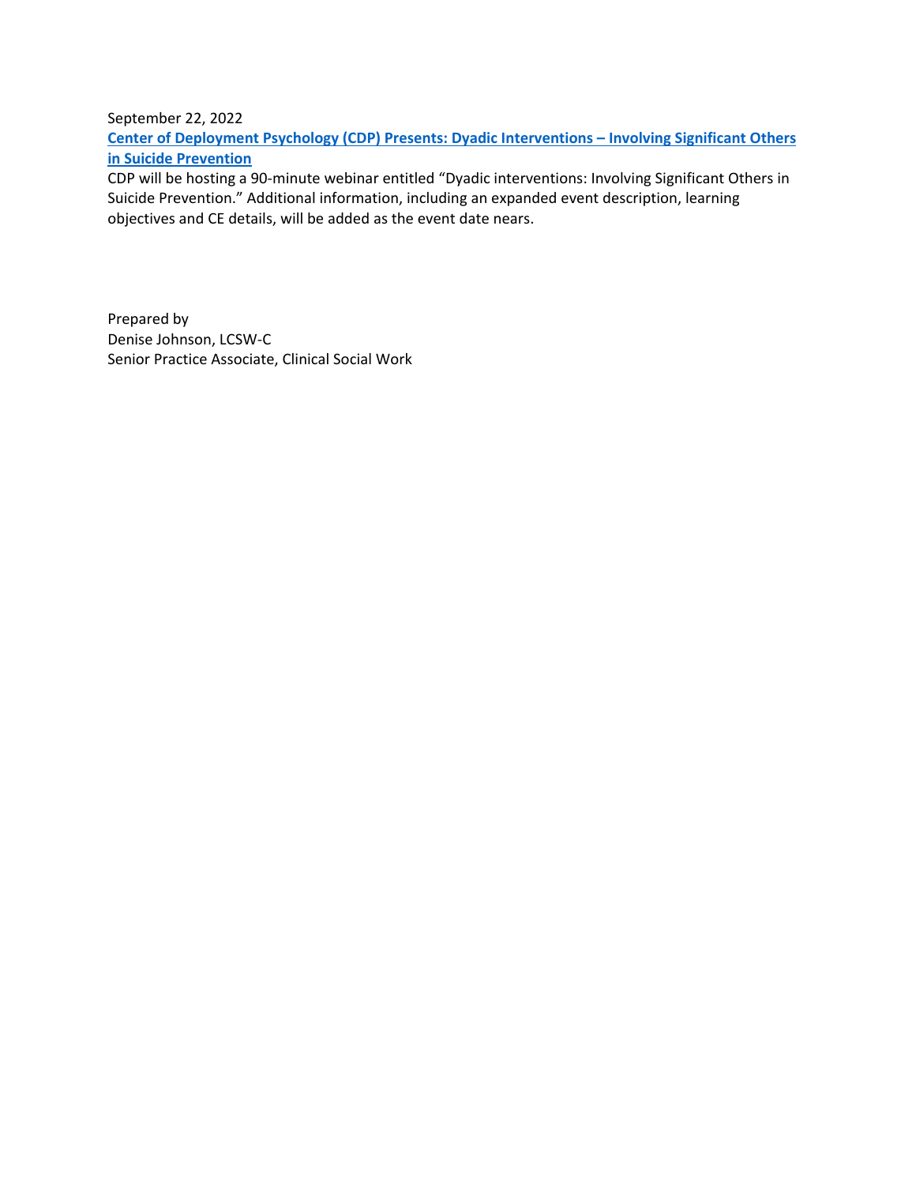September 22, 2022

**Center of Deployment Psychology (CDP) Presents: Dyadic Interventions – Involving Significant Others in Suicide Prevention**

CDP will be hosting a 90-minute webinar entitled "Dyadic interventions: Involving Significant Others in Suicide Prevention." Additional information, including an expanded event description, learning objectives and CE details, will be added as the event date nears.

Prepared by
Denise Johnson, LCSW-C
Senior Practice Associate, Clinical Social Work